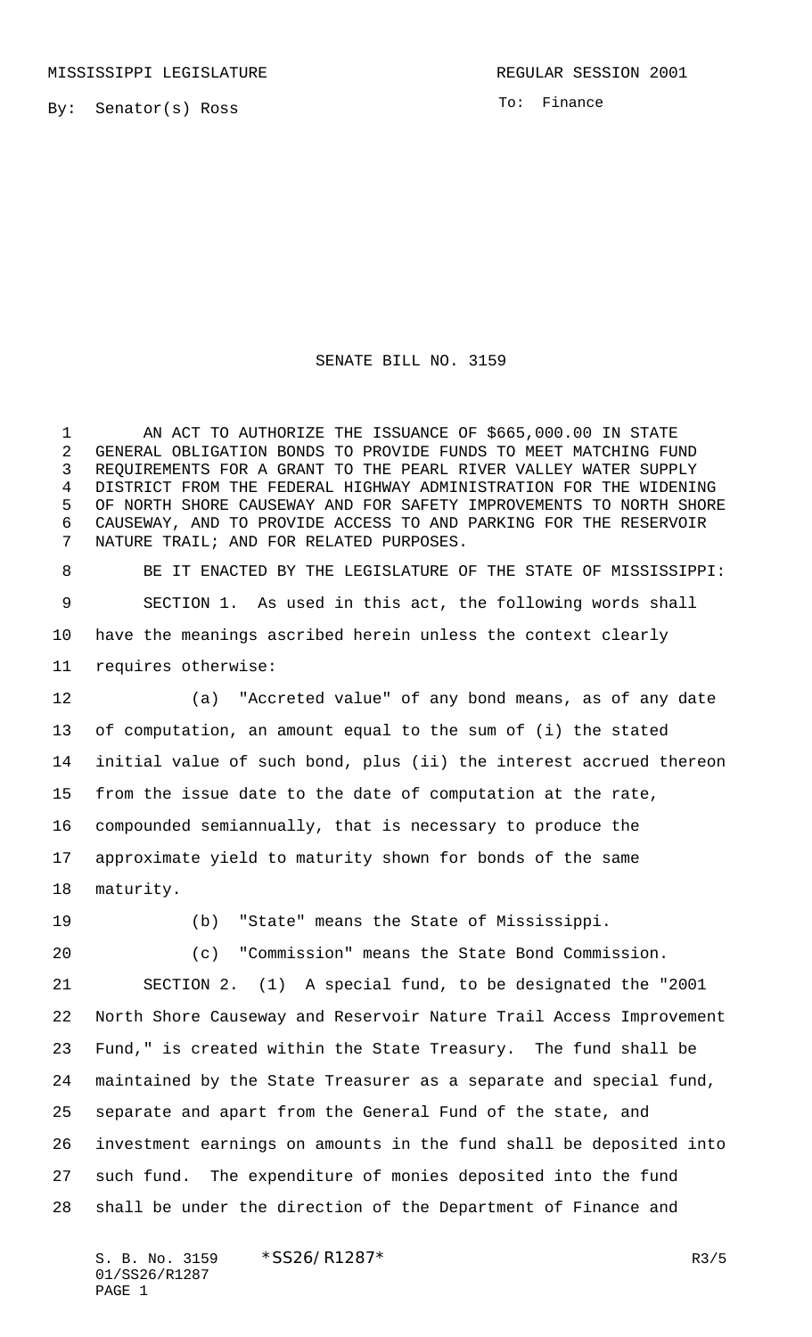MISSISSIPPI LEGISLATURE REGULAR SESSION 2001

By: Senator(s) Ross

To: Finance

# SENATE BILL NO. 3159

AN ACT TO AUTHORIZE THE ISSUANCE OF $665,000.00 IN STATE GENERAL OBLIGATION BONDS TO PROVIDE FUNDS TO MEET MATCHING FUND REQUIREMENTS FOR A GRANT TO THE PEARL RIVER VALLEY WATER SUPPLY DISTRICT FROM THE FEDERAL HIGHWAY ADMINISTRATION FOR THE WIDENING OF NORTH SHORE CAUSEWAY AND FOR SAFETY IMPROVEMENTS TO NORTH SHORE CAUSEWAY, AND TO PROVIDE ACCESS TO AND PARKING FOR THE RESERVOIR NATURE TRAIL; AND FOR RELATED PURPOSES.

BE IT ENACTED BY THE LEGISLATURE OF THE STATE OF MISSISSIPPI:

SECTION 1. As used in this act, the following words shall have the meanings ascribed herein unless the context clearly requires otherwise:

(a) "Accreted value" of any bond means, as of any date of computation, an amount equal to the sum of (i) the stated initial value of such bond, plus (ii) the interest accrued thereon from the issue date to the date of computation at the rate, compounded semiannually, that is necessary to produce the approximate yield to maturity shown for bonds of the same maturity.

(b) "State" means the State of Mississippi.

(c) "Commission" means the State Bond Commission.

SECTION 2. (1) A special fund, to be designated the "2001 North Shore Causeway and Reservoir Nature Trail Access Improvement Fund," is created within the State Treasury. The fund shall be maintained by the State Treasurer as a separate and special fund, separate and apart from the General Fund of the state, and investment earnings on amounts in the fund shall be deposited into such fund. The expenditure of monies deposited into the fund shall be under the direction of the Department of Finance and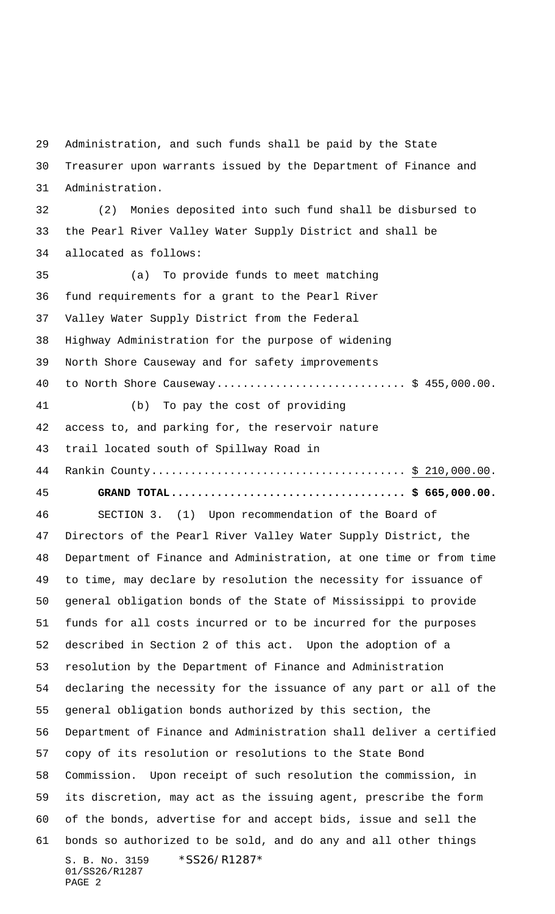Administration, and such funds shall be paid by the State Treasurer upon warrants issued by the Department of Finance and Administration.

(2) Monies deposited into such fund shall be disbursed to the Pearl River Valley Water Supply District and shall be allocated as follows:

(a) To provide funds to meet matching fund requirements for a grant to the Pearl River Valley Water Supply District from the Federal Highway Administration for the purpose of widening North Shore Causeway and for safety improvements to North Shore Causeway............................ $ 455,000.00.

(b) To pay the cost of providing access to, and parking for, the reservoir nature trail located south of Spillway Road in Rankin County...................................... $ 210,000.00.

**GRAND TOTAL................................... $ 665,000.00.**

SECTION 3. (1) Upon recommendation of the Board of Directors of the Pearl River Valley Water Supply District, the Department of Finance and Administration, at one time or from time to time, may declare by resolution the necessity for issuance of general obligation bonds of the State of Mississippi to provide funds for all costs incurred or to be incurred for the purposes described in Section 2 of this act. Upon the adoption of a resolution by the Department of Finance and Administration declaring the necessity for the issuance of any part or all of the general obligation bonds authorized by this section, the Department of Finance and Administration shall deliver a certified copy of its resolution or resolutions to the State Bond Commission. Upon receipt of such resolution the commission, in its discretion, may act as the issuing agent, prescribe the form of the bonds, advertise for and accept bids, issue and sell the bonds so authorized to be sold, and do any and all other things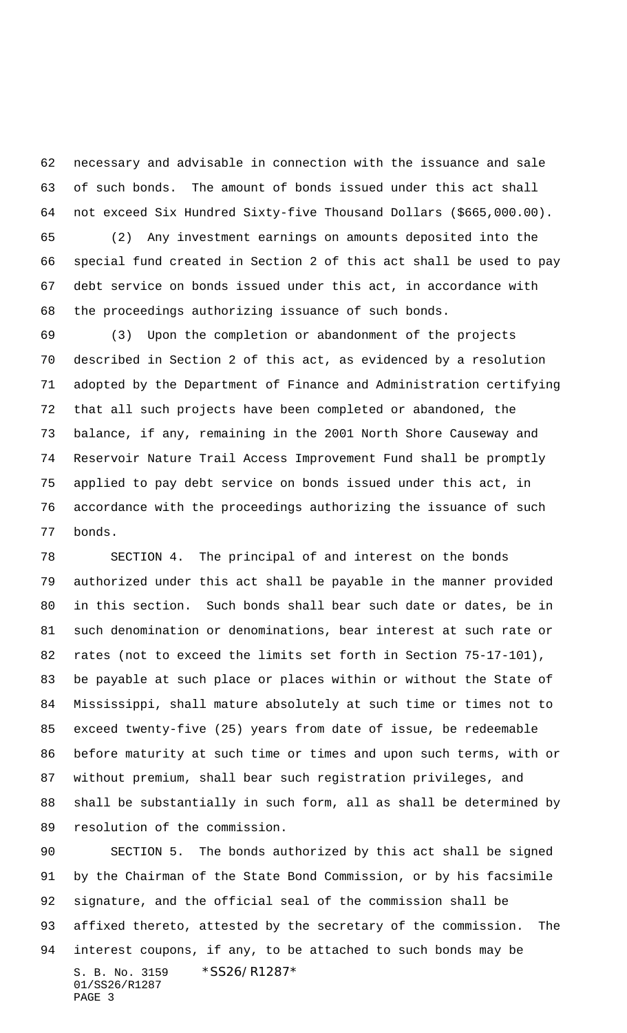necessary and advisable in connection with the issuance and sale of such bonds. The amount of bonds issued under this act shall not exceed Six Hundred Sixty-five Thousand Dollars ($665,000.00).

(2) Any investment earnings on amounts deposited into the special fund created in Section 2 of this act shall be used to pay debt service on bonds issued under this act, in accordance with the proceedings authorizing issuance of such bonds.

(3) Upon the completion or abandonment of the projects described in Section 2 of this act, as evidenced by a resolution adopted by the Department of Finance and Administration certifying that all such projects have been completed or abandoned, the balance, if any, remaining in the 2001 North Shore Causeway and Reservoir Nature Trail Access Improvement Fund shall be promptly applied to pay debt service on bonds issued under this act, in accordance with the proceedings authorizing the issuance of such bonds.

SECTION 4. The principal of and interest on the bonds authorized under this act shall be payable in the manner provided in this section. Such bonds shall bear such date or dates, be in such denomination or denominations, bear interest at such rate or rates (not to exceed the limits set forth in Section 75-17-101), be payable at such place or places within or without the State of Mississippi, shall mature absolutely at such time or times not to exceed twenty-five (25) years from date of issue, be redeemable before maturity at such time or times and upon such terms, with or without premium, shall bear such registration privileges, and shall be substantially in such form, all as shall be determined by resolution of the commission.

SECTION 5. The bonds authorized by this act shall be signed by the Chairman of the State Bond Commission, or by his facsimile signature, and the official seal of the commission shall be affixed thereto, attested by the secretary of the commission. The interest coupons, if any, to be attached to such bonds may be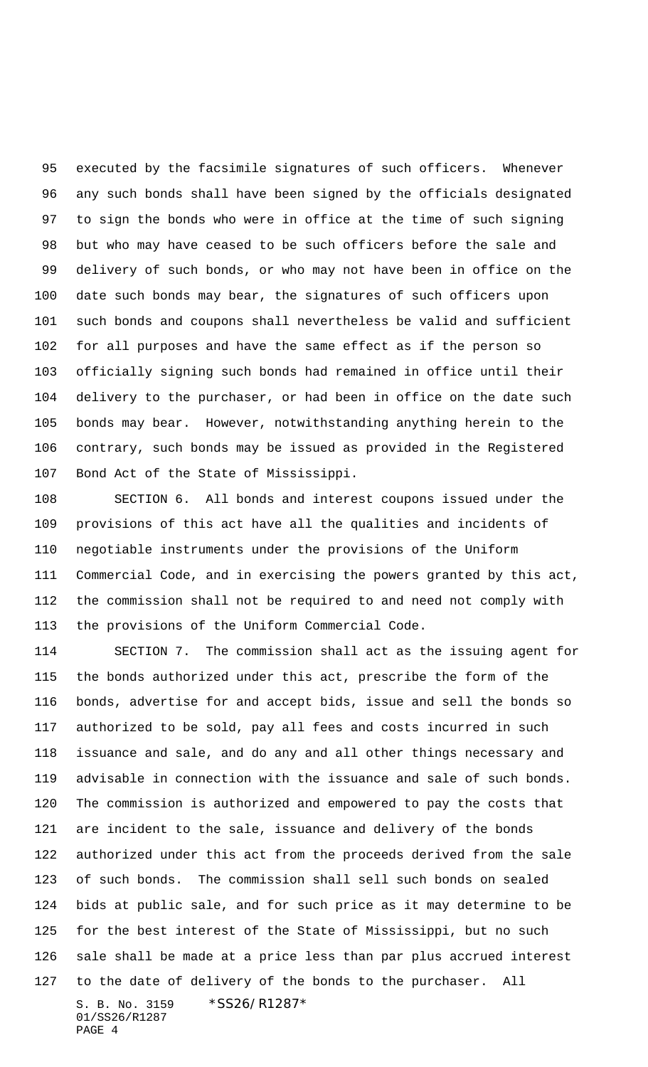executed by the facsimile signatures of such officers. Whenever any such bonds shall have been signed by the officials designated to sign the bonds who were in office at the time of such signing but who may have ceased to be such officers before the sale and delivery of such bonds, or who may not have been in office on the date such bonds may bear, the signatures of such officers upon such bonds and coupons shall nevertheless be valid and sufficient for all purposes and have the same effect as if the person so officially signing such bonds had remained in office until their delivery to the purchaser, or had been in office on the date such bonds may bear. However, notwithstanding anything herein to the contrary, such bonds may be issued as provided in the Registered Bond Act of the State of Mississippi.

SECTION 6. All bonds and interest coupons issued under the provisions of this act have all the qualities and incidents of negotiable instruments under the provisions of the Uniform Commercial Code, and in exercising the powers granted by this act, the commission shall not be required to and need not comply with the provisions of the Uniform Commercial Code.

SECTION 7. The commission shall act as the issuing agent for the bonds authorized under this act, prescribe the form of the bonds, advertise for and accept bids, issue and sell the bonds so authorized to be sold, pay all fees and costs incurred in such issuance and sale, and do any and all other things necessary and advisable in connection with the issuance and sale of such bonds. The commission is authorized and empowered to pay the costs that are incident to the sale, issuance and delivery of the bonds authorized under this act from the proceeds derived from the sale of such bonds. The commission shall sell such bonds on sealed bids at public sale, and for such price as it may determine to be for the best interest of the State of Mississippi, but no such sale shall be made at a price less than par plus accrued interest to the date of delivery of the bonds to the purchaser. All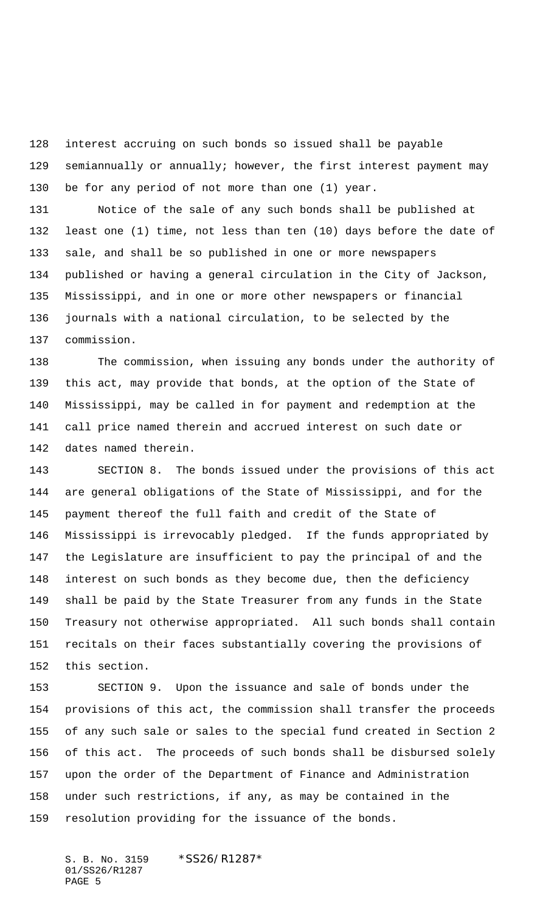interest accruing on such bonds so issued shall be payable semiannually or annually; however, the first interest payment may be for any period of not more than one (1) year.

Notice of the sale of any such bonds shall be published at least one (1) time, not less than ten (10) days before the date of sale, and shall be so published in one or more newspapers published or having a general circulation in the City of Jackson, Mississippi, and in one or more other newspapers or financial journals with a national circulation, to be selected by the commission.

The commission, when issuing any bonds under the authority of this act, may provide that bonds, at the option of the State of Mississippi, may be called in for payment and redemption at the call price named therein and accrued interest on such date or dates named therein.

SECTION 8. The bonds issued under the provisions of this act are general obligations of the State of Mississippi, and for the payment thereof the full faith and credit of the State of Mississippi is irrevocably pledged. If the funds appropriated by the Legislature are insufficient to pay the principal of and the interest on such bonds as they become due, then the deficiency shall be paid by the State Treasurer from any funds in the State Treasury not otherwise appropriated. All such bonds shall contain recitals on their faces substantially covering the provisions of this section.

SECTION 9. Upon the issuance and sale of bonds under the provisions of this act, the commission shall transfer the proceeds of any such sale or sales to the special fund created in Section 2 of this act. The proceeds of such bonds shall be disbursed solely upon the order of the Department of Finance and Administration under such restrictions, if any, as may be contained in the resolution providing for the issuance of the bonds.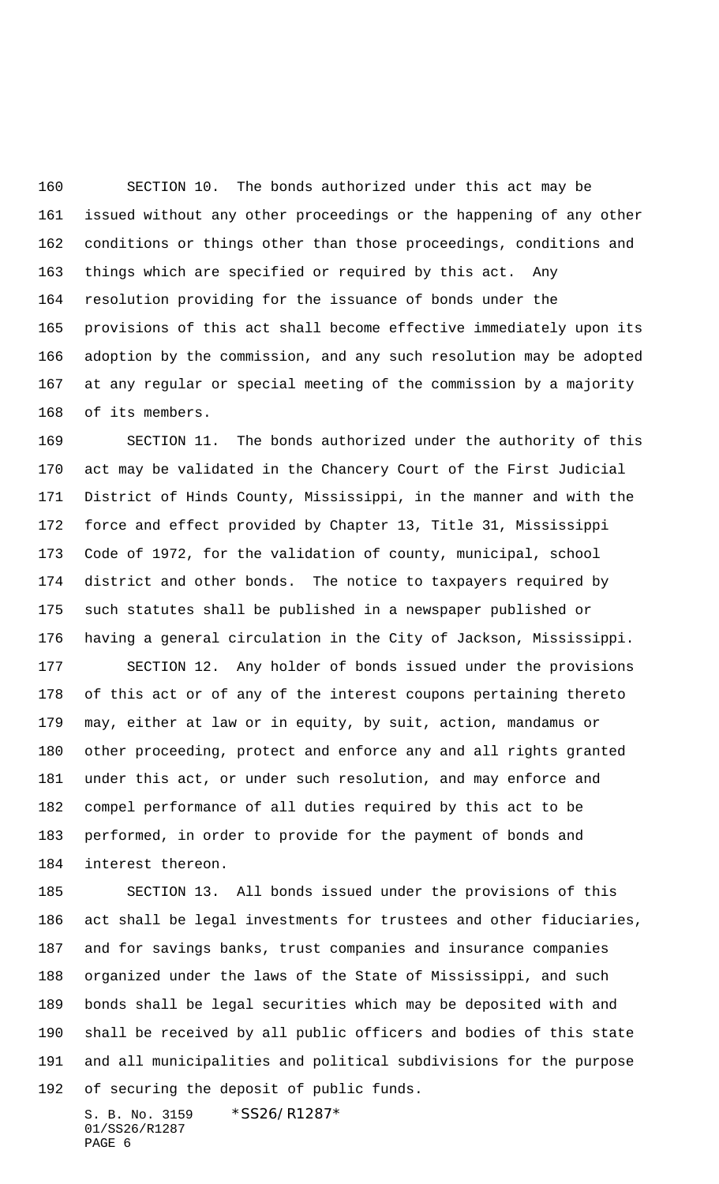SECTION 10. The bonds authorized under this act may be issued without any other proceedings or the happening of any other conditions or things other than those proceedings, conditions and things which are specified or required by this act. Any resolution providing for the issuance of bonds under the provisions of this act shall become effective immediately upon its adoption by the commission, and any such resolution may be adopted at any regular or special meeting of the commission by a majority of its members.

SECTION 11. The bonds authorized under the authority of this act may be validated in the Chancery Court of the First Judicial District of Hinds County, Mississippi, in the manner and with the force and effect provided by Chapter 13, Title 31, Mississippi Code of 1972, for the validation of county, municipal, school district and other bonds. The notice to taxpayers required by such statutes shall be published in a newspaper published or having a general circulation in the City of Jackson, Mississippi.

SECTION 12. Any holder of bonds issued under the provisions of this act or of any of the interest coupons pertaining thereto may, either at law or in equity, by suit, action, mandamus or other proceeding, protect and enforce any and all rights granted under this act, or under such resolution, and may enforce and compel performance of all duties required by this act to be performed, in order to provide for the payment of bonds and interest thereon.

SECTION 13. All bonds issued under the provisions of this act shall be legal investments for trustees and other fiduciaries, and for savings banks, trust companies and insurance companies organized under the laws of the State of Mississippi, and such bonds shall be legal securities which may be deposited with and shall be received by all public officers and bodies of this state and all municipalities and political subdivisions for the purpose of securing the deposit of public funds.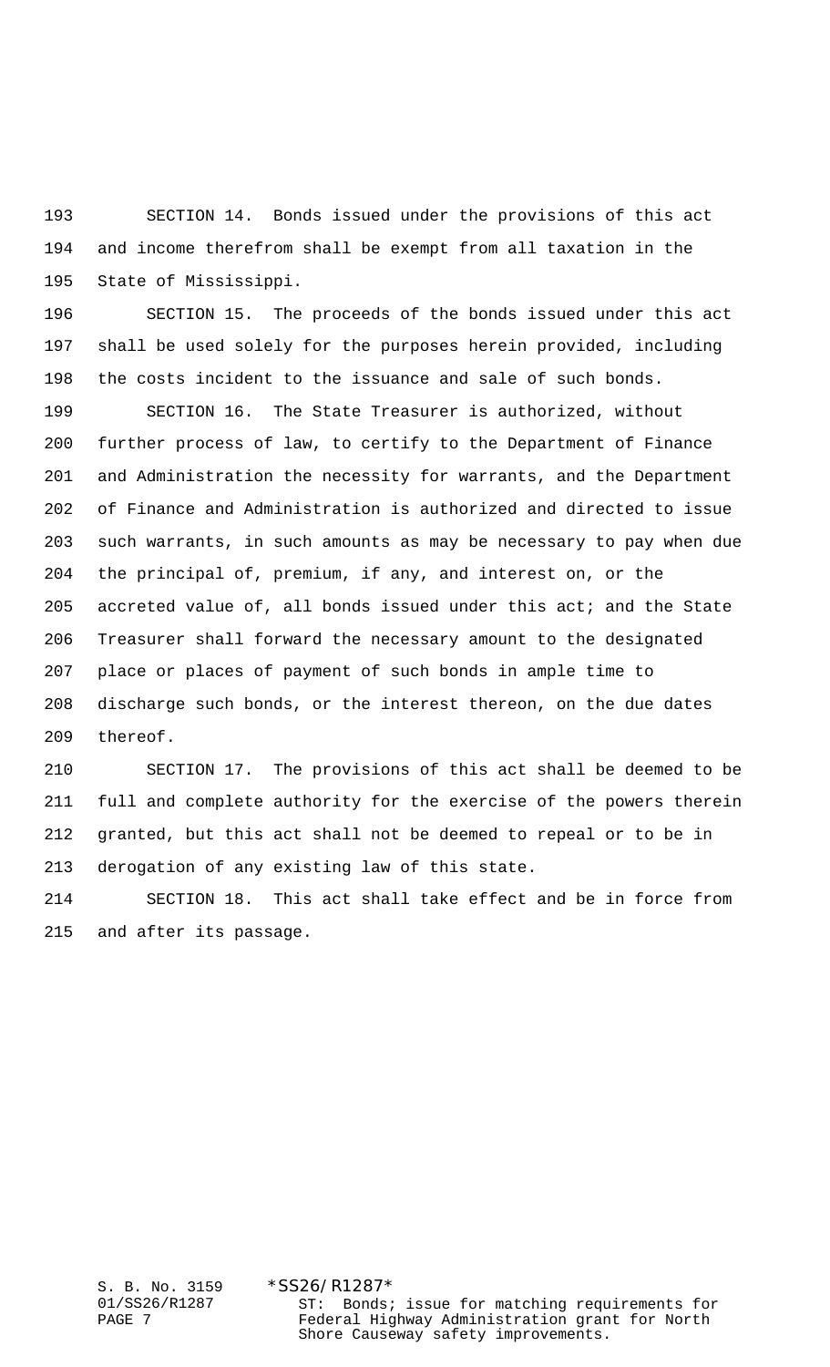SECTION 14. Bonds issued under the provisions of this act and income therefrom shall be exempt from all taxation in the State of Mississippi.

SECTION 15. The proceeds of the bonds issued under this act shall be used solely for the purposes herein provided, including the costs incident to the issuance and sale of such bonds.

SECTION 16. The State Treasurer is authorized, without further process of law, to certify to the Department of Finance and Administration the necessity for warrants, and the Department of Finance and Administration is authorized and directed to issue such warrants, in such amounts as may be necessary to pay when due the principal of, premium, if any, and interest on, or the accreted value of, all bonds issued under this act; and the State Treasurer shall forward the necessary amount to the designated place or places of payment of such bonds in ample time to discharge such bonds, or the interest thereon, on the due dates thereof.

SECTION 17. The provisions of this act shall be deemed to be full and complete authority for the exercise of the powers therein granted, but this act shall not be deemed to repeal or to be in derogation of any existing law of this state.

SECTION 18. This act shall take effect and be in force from and after its passage.